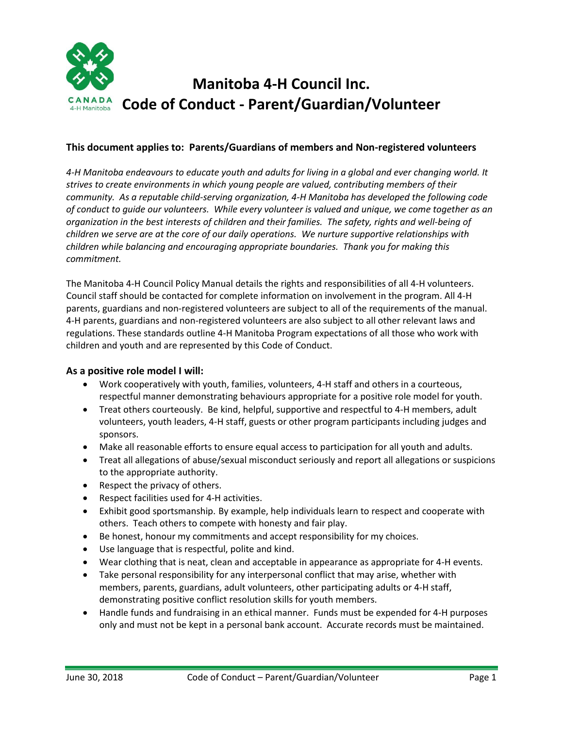# Manitoba 4-H Council Inc.
# Code of Conduct - Parent/Guardian/Volunteer

**This document applies to: Parents/Guardians of members and Non-registered volunteers**

*4-H Manitoba endeavours to educate youth and adults for living in a global and ever changing world. It strives to create environments in which young people are valued, contributing members of their community. As a reputable child-serving organization, 4-H Manitoba has developed the following code of conduct to guide our volunteers. While every volunteer is valued and unique, we come together as an organization in the best interests of children and their families. The safety, rights and well-being of children we serve are at the core of our daily operations. We nurture supportive relationships with children while balancing and encouraging appropriate boundaries. Thank you for making this commitment.*

The Manitoba 4-H Council Policy Manual details the rights and responsibilities of all 4-H volunteers. Council staff should be contacted for complete information on involvement in the program. All 4-H parents, guardians and non-registered volunteers are subject to all of the requirements of the manual. 4-H parents, guardians and non-registered volunteers are also subject to all other relevant laws and regulations. These standards outline 4-H Manitoba Program expectations of all those who work with children and youth and are represented by this Code of Conduct.

### As a positive role model I will:

- Work cooperatively with youth, families, volunteers, 4-H staff and others in a courteous, respectful manner demonstrating behaviours appropriate for a positive role model for youth.
- Treat others courteously. Be kind, helpful, supportive and respectful to 4-H members, adult volunteers, youth leaders, 4-H staff, guests or other program participants including judges and sponsors.
- Make all reasonable efforts to ensure equal access to participation for all youth and adults.
- Treat all allegations of abuse/sexual misconduct seriously and report all allegations or suspicions to the appropriate authority.
- Respect the privacy of others.
- Respect facilities used for 4-H activities.
- Exhibit good sportsmanship. By example, help individuals learn to respect and cooperate with others. Teach others to compete with honesty and fair play.
- Be honest, honour my commitments and accept responsibility for my choices.
- Use language that is respectful, polite and kind.
- Wear clothing that is neat, clean and acceptable in appearance as appropriate for 4-H events.
- Take personal responsibility for any interpersonal conflict that may arise, whether with members, parents, guardians, adult volunteers, other participating adults or 4-H staff, demonstrating positive conflict resolution skills for youth members.
- Handle funds and fundraising in an ethical manner. Funds must be expended for 4-H purposes only and must not be kept in a personal bank account. Accurate records must be maintained.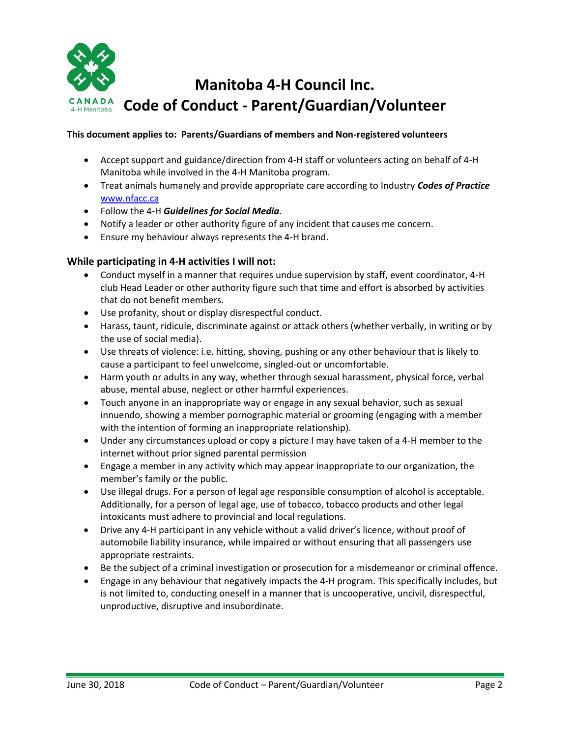# Manitoba 4-H Council Inc.

# Code of Conduct - Parent/Guardian/Volunteer

**This document applies to: Parents/Guardians of members and Non-registered volunteers**

- Accept support and guidance/direction from 4-H staff or volunteers acting on behalf of 4-H Manitoba while involved in the 4-H Manitoba program.
- Treat animals humanely and provide appropriate care according to Industry ***Codes of Practice*** [www.nfacc.ca](http://www.nfacc.ca)
- Follow the 4-H ***Guidelines for Social Media***.
- Notify a leader or other authority figure of any incident that causes me concern.
- Ensure my behaviour always represents the 4-H brand.

### While participating in 4-H activities I will not:

- Conduct myself in a manner that requires undue supervision by staff, event coordinator, 4-H club Head Leader or other authority figure such that time and effort is absorbed by activities that do not benefit members.
- Use profanity, shout or display disrespectful conduct.
- Harass, taunt, ridicule, discriminate against or attack others (whether verbally, in writing or by the use of social media).
- Use threats of violence: i.e. hitting, shoving, pushing or any other behaviour that is likely to cause a participant to feel unwelcome, singled-out or uncomfortable.
- Harm youth or adults in any way, whether through sexual harassment, physical force, verbal abuse, mental abuse, neglect or other harmful experiences.
- Touch anyone in an inappropriate way or engage in any sexual behavior, such as sexual innuendo, showing a member pornographic material or grooming (engaging with a member with the intention of forming an inappropriate relationship).
- Under any circumstances upload or copy a picture I may have taken of a 4-H member to the internet without prior signed parental permission
- Engage a member in any activity which may appear inappropriate to our organization, the member's family or the public.
- Use illegal drugs. For a person of legal age responsible consumption of alcohol is acceptable. Additionally, for a person of legal age, use of tobacco, tobacco products and other legal intoxicants must adhere to provincial and local regulations.
- Drive any 4-H participant in any vehicle without a valid driver's licence, without proof of automobile liability insurance, while impaired or without ensuring that all passengers use appropriate restraints.
- Be the subject of a criminal investigation or prosecution for a misdemeanor or criminal offence.
- Engage in any behaviour that negatively impacts the 4-H program. This specifically includes, but is not limited to, conducting oneself in a manner that is uncooperative, uncivil, disrespectful, unproductive, disruptive and insubordinate.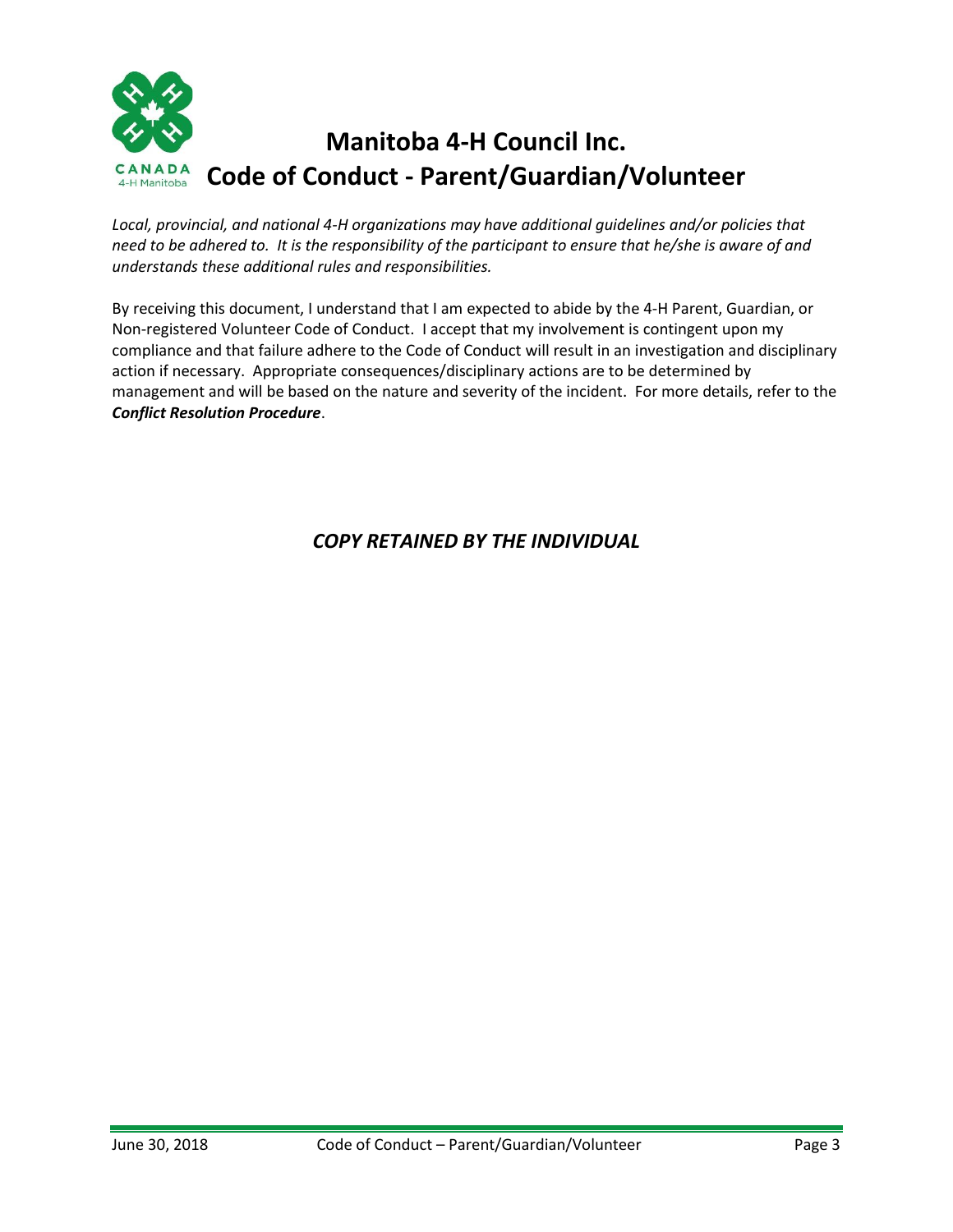# Manitoba 4-H Council Inc.
# Code of Conduct - Parent/Guardian/Volunteer

*Local, provincial, and national 4-H organizations may have additional guidelines and/or policies that need to be adhered to. It is the responsibility of the participant to ensure that he/she is aware of and understands these additional rules and responsibilities.*

By receiving this document, I understand that I am expected to abide by the 4-H Parent, Guardian, or Non-registered Volunteer Code of Conduct. I accept that my involvement is contingent upon my compliance and that failure adhere to the Code of Conduct will result in an investigation and disciplinary action if necessary. Appropriate consequences/disciplinary actions are to be determined by management and will be based on the nature and severity of the incident. For more details, refer to the ***Conflict Resolution Procedure***.

***COPY RETAINED BY THE INDIVIDUAL***